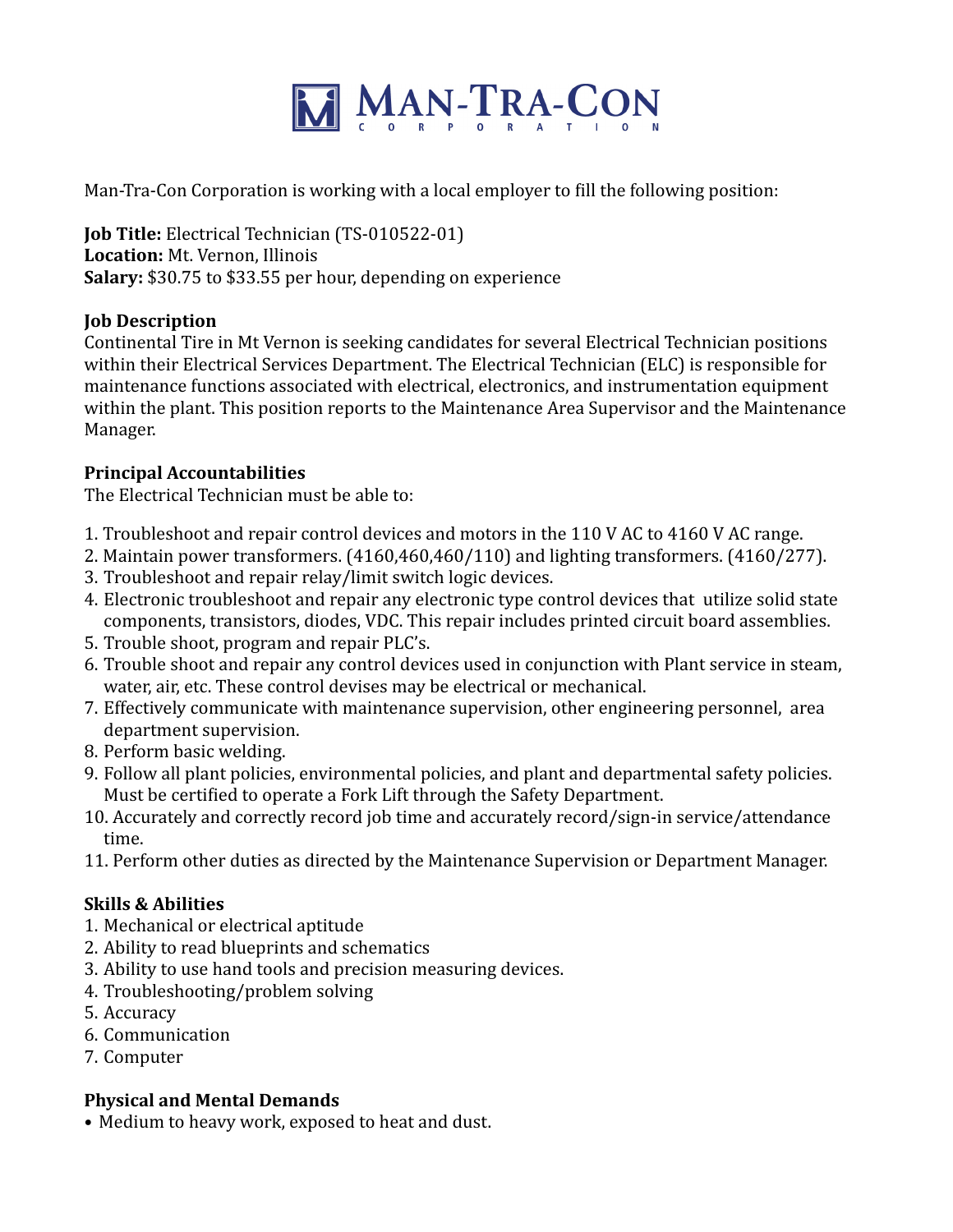# MAN-TRA-CON CORPORATION

Man-Tra-Con Corporation is working with a local employer to fill the following position:

**Job Title:** Electrical Technician (TS-010522-01)
**Location:** Mt. Vernon, Illinois
**Salary:** $30.75 to $33.55 per hour, depending on experience

**Job Description**
Continental Tire in Mt Vernon is seeking candidates for several Electrical Technician positions within their Electrical Services Department. The Electrical Technician (ELC) is responsible for maintenance functions associated with electrical, electronics, and instrumentation equipment within the plant. This position reports to the Maintenance Area Supervisor and the Maintenance Manager.

**Principal Accountabilities**
The Electrical Technician must be able to:

1. Troubleshoot and repair control devices and motors in the 110 V AC to 4160 V AC range.
2. Maintain power transformers. (4160,460,460/110) and lighting transformers. (4160/277).
3. Troubleshoot and repair relay/limit switch logic devices.
4. Electronic troubleshoot and repair any electronic type control devices that utilize solid state components, transistors, diodes, VDC. This repair includes printed circuit board assemblies.
5. Trouble shoot, program and repair PLC's.
6. Trouble shoot and repair any control devices used in conjunction with Plant service in steam, water, air, etc. These control devises may be electrical or mechanical.
7. Effectively communicate with maintenance supervision, other engineering personnel, area department supervision.
8. Perform basic welding.
9. Follow all plant policies, environmental policies, and plant and departmental safety policies. Must be certified to operate a Fork Lift through the Safety Department.
10. Accurately and correctly record job time and accurately record/sign-in service/attendance time.
11. Perform other duties as directed by the Maintenance Supervision or Department Manager.

**Skills & Abilities**
1. Mechanical or electrical aptitude
2. Ability to read blueprints and schematics
3. Ability to use hand tools and precision measuring devices.
4. Troubleshooting/problem solving
5. Accuracy
6. Communication
7. Computer

**Physical and Mental Demands**
- Medium to heavy work, exposed to heat and dust.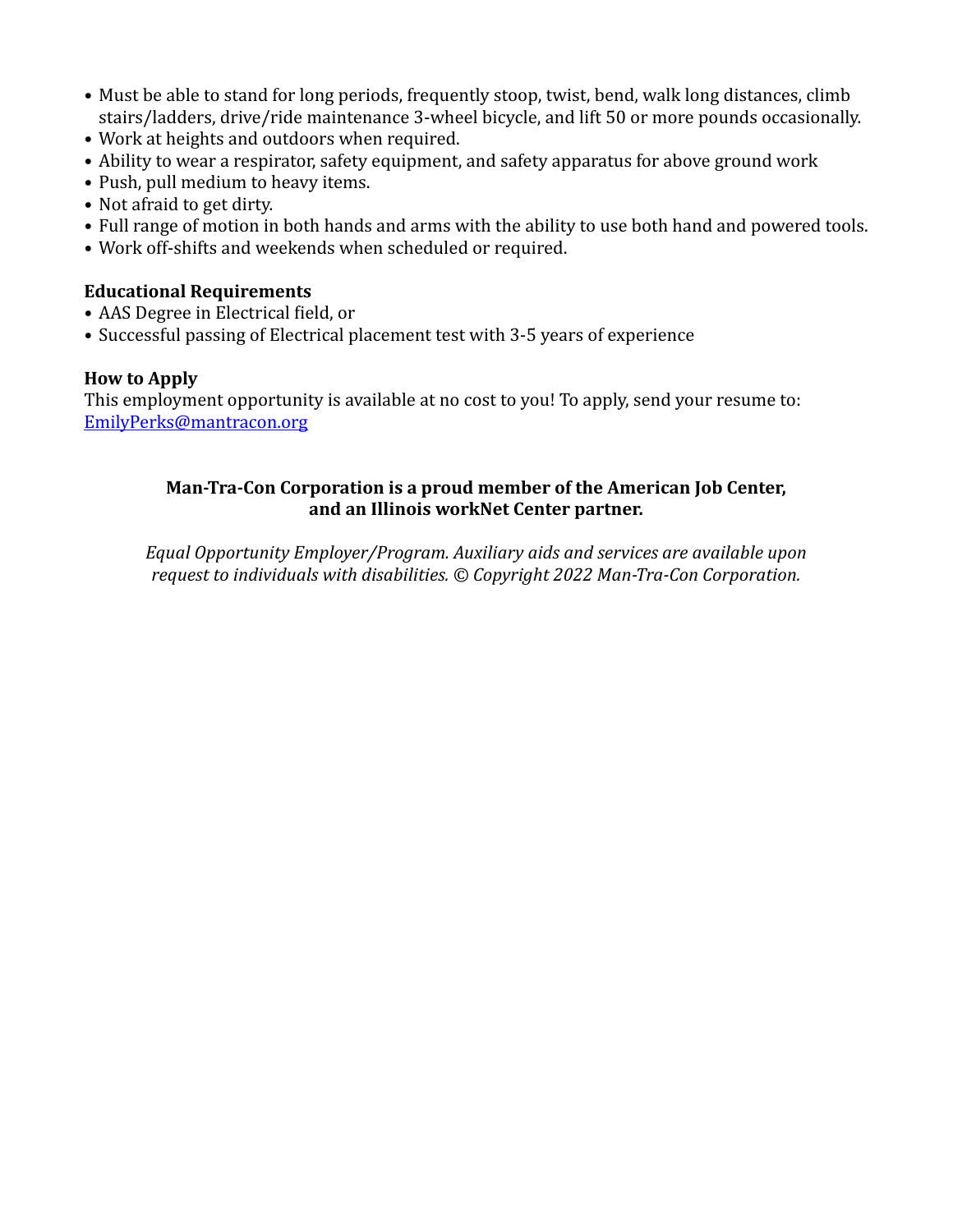- Must be able to stand for long periods, frequently stoop, twist, bend, walk long distances, climb stairs/ladders, drive/ride maintenance 3-wheel bicycle, and lift 50 or more pounds occasionally.
- Work at heights and outdoors when required.
- Ability to wear a respirator, safety equipment, and safety apparatus for above ground work
- Push, pull medium to heavy items.
- Not afraid to get dirty.
- Full range of motion in both hands and arms with the ability to use both hand and powered tools.
- Work off-shifts and weekends when scheduled or required.

**Educational Requirements**

- AAS Degree in Electrical field, or
- Successful passing of Electrical placement test with 3-5 years of experience

**How to Apply**

This employment opportunity is available at no cost to you! To apply, send your resume to: EmilyPerks@mantracon.org

**Man-Tra-Con Corporation is a proud member of the American Job Center, and an Illinois workNet Center partner.**

*Equal Opportunity Employer/Program. Auxiliary aids and services are available upon request to individuals with disabilities. © Copyright 2022 Man-Tra-Con Corporation.*